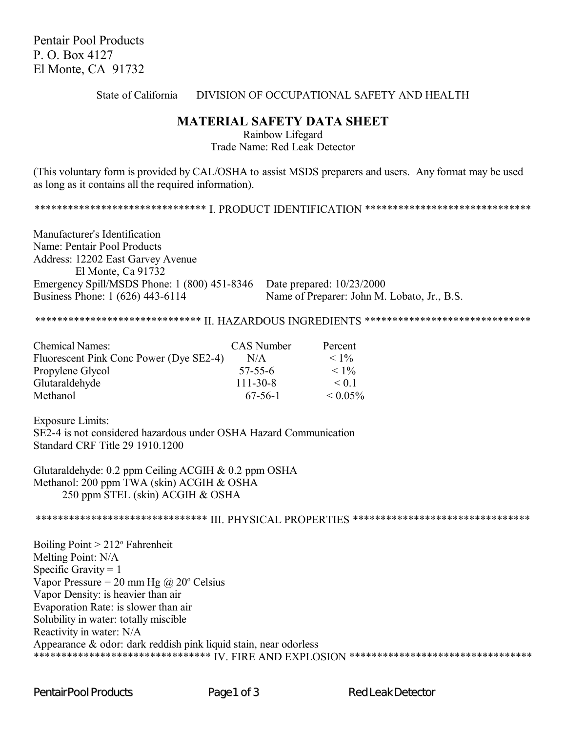Pentair Pool Products
P. O. Box 4127
El Monte, CA 91732

State of California DIVISION OF OCCUPATIONAL SAFETY AND HEALTH

# MATERIAL SAFETY DATA SHEET

Rainbow Lifegard
Trade Name: Red Leak Detector

(This voluntary form is provided by CAL/OSHA to assist MSDS preparers and users. Any format may be used as long as it contains all the required information).

## ******************************* I. PRODUCT IDENTIFICATION *******************************

Manufacturer's Identification
Name: Pentair Pool Products
Address: 12202 East Garvey Avenue
El Monte, Ca 91732
Emergency Spill/MSDS Phone: 1 (800) 451-8346
Business Phone: 1 (626) 443-6114
Date prepared: 10/23/2000
Name of Preparer: John M. Lobato, Jr., B.S.

## ****************************** II. HAZARDOUS INGREDIENTS ******************************

| Chemical Names: | CAS Number | Percent |
|---|---|---|
| Fluorescent Pink Conc Power (Dye SE2-4) | N/A | < 1% |
| Propylene Glycol | 57-55-6 | < 1% |
| Glutaraldehyde | 111-30-8 | < 0.1 |
| Methanol | 67-56-1 | < 0.05% |

Exposure Limits:
SE2-4 is not considered hazardous under OSHA Hazard Communication Standard CRF Title 29 1910.1200

Glutaraldehyde: 0.2 ppm Ceiling ACGIH & 0.2 ppm OSHA
Methanol: 200 ppm TWA (skin) ACGIH & OSHA
250 ppm STEL (skin) ACGIH & OSHA

## ******************************* III. PHYSICAL PROPERTIES ********************************

Boiling Point > 212° Fahrenheit
Melting Point: N/A
Specific Gravity = 1
Vapor Pressure = 20 mm Hg @ 20° Celsius
Vapor Density: is heavier than air
Evaporation Rate: is slower than air
Solubility in water: totally miscible
Reactivity in water: N/A
Appearance & odor: dark reddish pink liquid stain, near odorless

## ******************************* IV. FIRE AND EXPLOSION *********************************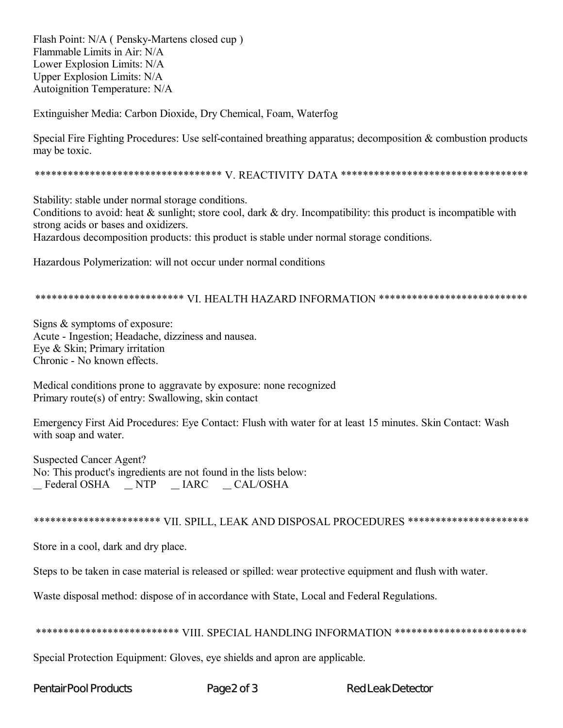Flash Point: N/A ( Pensky-Martens closed cup )
Flammable Limits in Air: N/A
Lower Explosion Limits: N/A
Upper Explosion Limits: N/A
Autoignition Temperature: N/A

Extinguisher Media: Carbon Dioxide, Dry Chemical, Foam, Waterfog

Special Fire Fighting Procedures: Use self-contained breathing apparatus; decomposition & combustion products may be toxic.

## *********************************** V. REACTIVITY DATA ***********************************

Stability: stable under normal storage conditions.
Conditions to avoid: heat & sunlight; store cool, dark & dry. Incompatibility: this product is incompatible with strong acids or bases and oxidizers.
Hazardous decomposition products: this product is stable under normal storage conditions.

Hazardous Polymerization: will not occur under normal conditions

## *************************** VI. HEALTH HAZARD INFORMATION ***************************

Signs & symptoms of exposure:
Acute - Ingestion; Headache, dizziness and nausea.
Eye & Skin; Primary irritation
Chronic - No known effects.

Medical conditions prone to aggravate by exposure: none recognized
Primary route(s) of entry: Swallowing, skin contact

Emergency First Aid Procedures: Eye Contact: Flush with water for at least 15 minutes. Skin Contact: Wash with soap and water.

Suspected Cancer Agent?
No: This product's ingredients are not found in the lists below:
__ Federal OSHA __ NTP __ IARC __ CAL/OSHA

## *********************** VII. SPILL, LEAK AND DISPOSAL PROCEDURES **********************

Store in a cool, dark and dry place.

Steps to be taken in case material is released or spilled: wear protective equipment and flush with water.

Waste disposal method: dispose of in accordance with State, Local and Federal Regulations.

## ************************** VIII. SPECIAL HANDLING INFORMATION ************************

Special Protection Equipment: Gloves, eye shields and apron are applicable.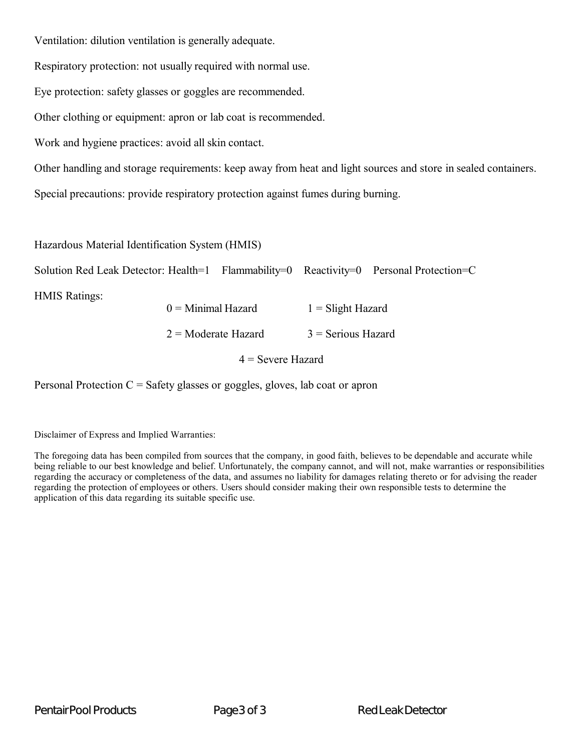Ventilation: dilution ventilation is generally adequate.

Respiratory protection: not usually required with normal use.

Eye protection: safety glasses or goggles are recommended.

Other clothing or equipment: apron or lab coat is recommended.

Work and hygiene practices: avoid all skin contact.

Other handling and storage requirements: keep away from heat and light sources and store in sealed containers.

Special precautions: provide respiratory protection against fumes during burning.

Hazardous Material Identification System (HMIS)

Solution Red Leak Detector: Health=1 Flammability=0 Reactivity=0 Personal Protection=C

HMIS Ratings:

0 = Minimal Hazard    1 = Slight Hazard

2 = Moderate Hazard    3 = Serious Hazard

4 = Severe Hazard

Personal Protection C = Safety glasses or goggles, gloves, lab coat or apron

Disclaimer of Express and Implied Warranties:

The foregoing data has been compiled from sources that the company, in good faith, believes to be dependable and accurate while being reliable to our best knowledge and belief. Unfortunately, the company cannot, and will not, make warranties or responsibilities regarding the accuracy or completeness of the data, and assumes no liability for damages relating thereto or for advising the reader regarding the protection of employees or others. Users should consider making their own responsible tests to determine the application of this data regarding its suitable specific use.